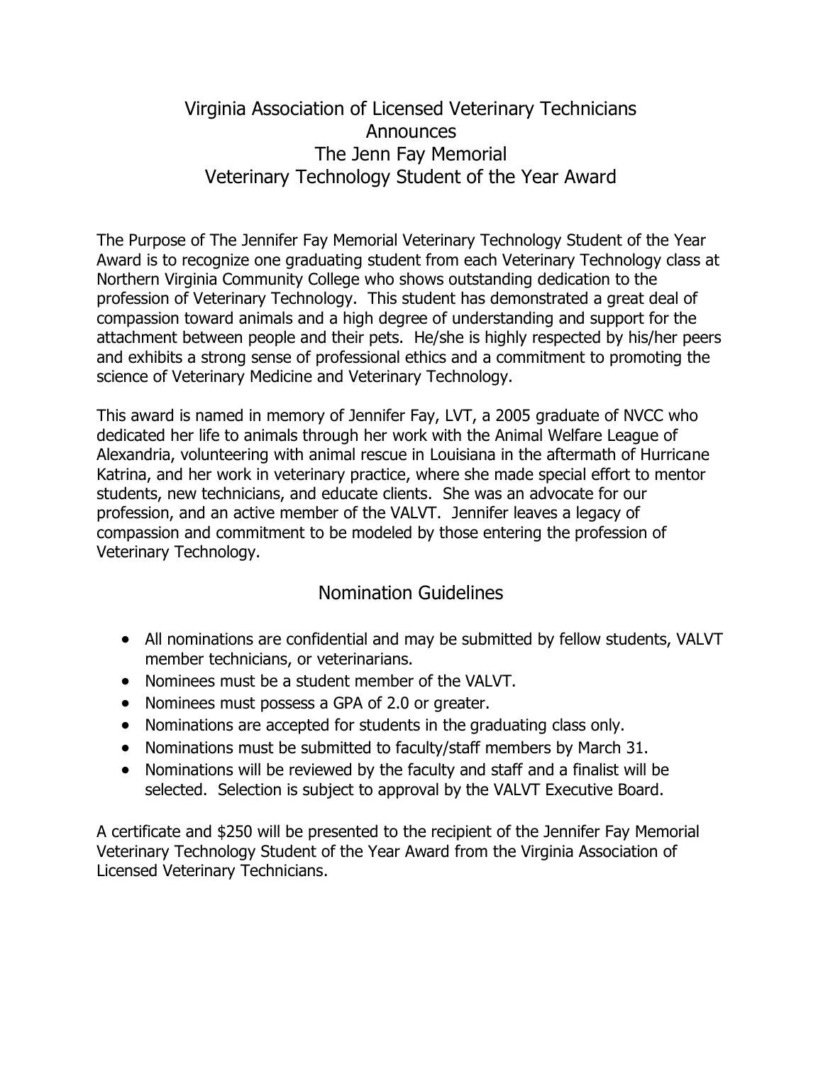# Virginia Association of Licensed Veterinary Technicians Announces The Jenn Fay Memorial Veterinary Technology Student of the Year Award

The Purpose of The Jennifer Fay Memorial Veterinary Technology Student of the Year Award is to recognize one graduating student from each Veterinary Technology class at Northern Virginia Community College who shows outstanding dedication to the profession of Veterinary Technology. This student has demonstrated a great deal of compassion toward animals and a high degree of understanding and support for the attachment between people and their pets. He/she is highly respected by his/her peers and exhibits a strong sense of professional ethics and a commitment to promoting the science of Veterinary Medicine and Veterinary Technology.

This award is named in memory of Jennifer Fay, LVT, a 2005 graduate of NVCC who dedicated her life to animals through her work with the Animal Welfare League of Alexandria, volunteering with animal rescue in Louisiana in the aftermath of Hurricane Katrina, and her work in veterinary practice, where she made special effort to mentor students, new technicians, and educate clients. She was an advocate for our profession, and an active member of the VALVT. Jennifer leaves a legacy of compassion and commitment to be modeled by those entering the profession of Veterinary Technology.

## Nomination Guidelines

- All nominations are confidential and may be submitted by fellow students, VALVT member technicians, or veterinarians.
- Nominees must be a student member of the VALVT.
- Nominees must possess a GPA of 2.0 or greater.
- Nominations are accepted for students in the graduating class only.
- Nominations must be submitted to faculty/staff members by March 31.
- Nominations will be reviewed by the faculty and staff and a finalist will be selected. Selection is subject to approval by the VALVT Executive Board.

A certificate and $250 will be presented to the recipient of the Jennifer Fay Memorial Veterinary Technology Student of the Year Award from the Virginia Association of Licensed Veterinary Technicians.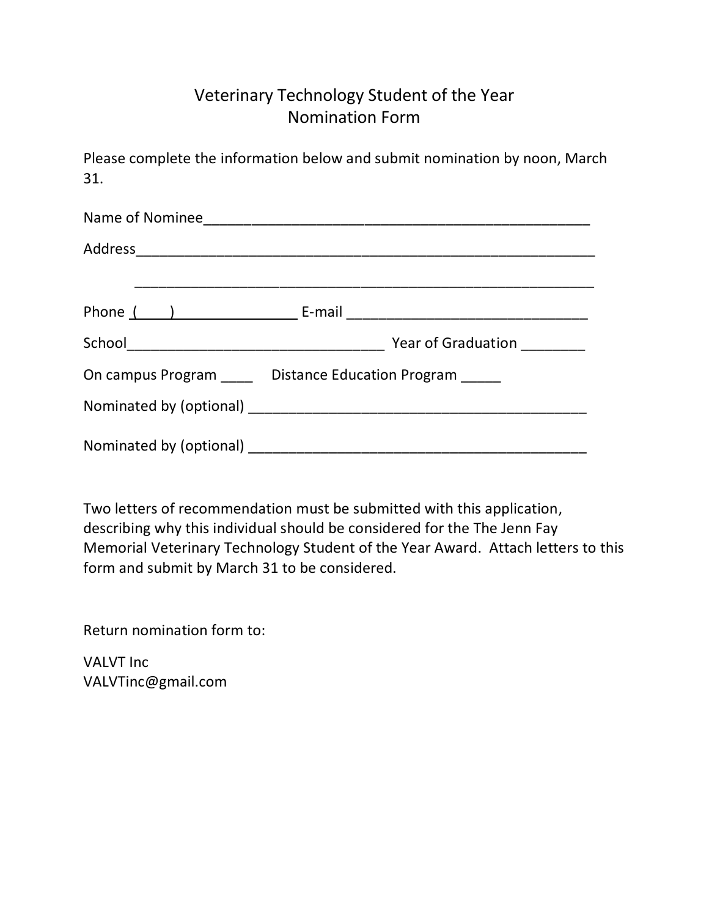# Veterinary Technology Student of the Year
## Nomination Form

Please complete the information below and submit nomination by noon, March 31.

Name of Nominee___________________________________________________

Address____________________________________________________________

____________________________________________________________

Phone (____)________________ E-mail ______________________________

School_________________________________ Year of Graduation ________

On campus Program ____ Distance Education Program _____

Nominated by (optional) ___________________________________________

Nominated by (optional) ___________________________________________

Two letters of recommendation must be submitted with this application, describing why this individual should be considered for the The Jenn Fay Memorial Veterinary Technology Student of the Year Award. Attach letters to this form and submit by March 31 to be considered.

Return nomination form to:

VALVT Inc
VALVTinc@gmail.com